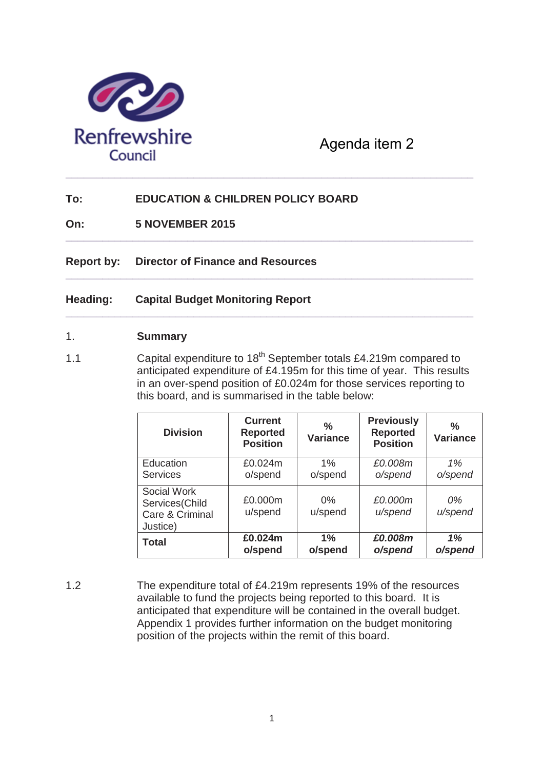Renfrewshire Council

Agenda item 2

**To:** **EDUCATION & CHILDREN POLICY BOARD**

**On:** **5 NOVEMBER 2015**

**Report by:** **Director of Finance and Resources**

**Heading:** **Capital Budget Monitoring Report**

## 1. Summary

1.1 Capital expenditure to 18th September totals £4.219m compared to anticipated expenditure of £4.195m for this time of year. This results in an over-spend position of £0.024m for those services reporting to this board, and is summarised in the table below:

| Division | Current Reported Position | % Variance | Previously Reported Position | % Variance |
|---|---|---|---|---|
| Education Services | £0.024m o/spend | 1% o/spend | *£0.008m o/spend* | *1% o/spend* |
| Social Work Services(Child Care & Criminal Justice) | £0.000m u/spend | 0% u/spend | *£0.000m u/spend* | *0% u/spend* |
| **Total** | **£0.024m o/spend** | **1% o/spend** | ***£0.008m o/spend*** | ***1% o/spend*** |

1.2 The expenditure total of £4.219m represents 19% of the resources available to fund the projects being reported to this board. It is anticipated that expenditure will be contained in the overall budget. Appendix 1 provides further information on the budget monitoring position of the projects within the remit of this board.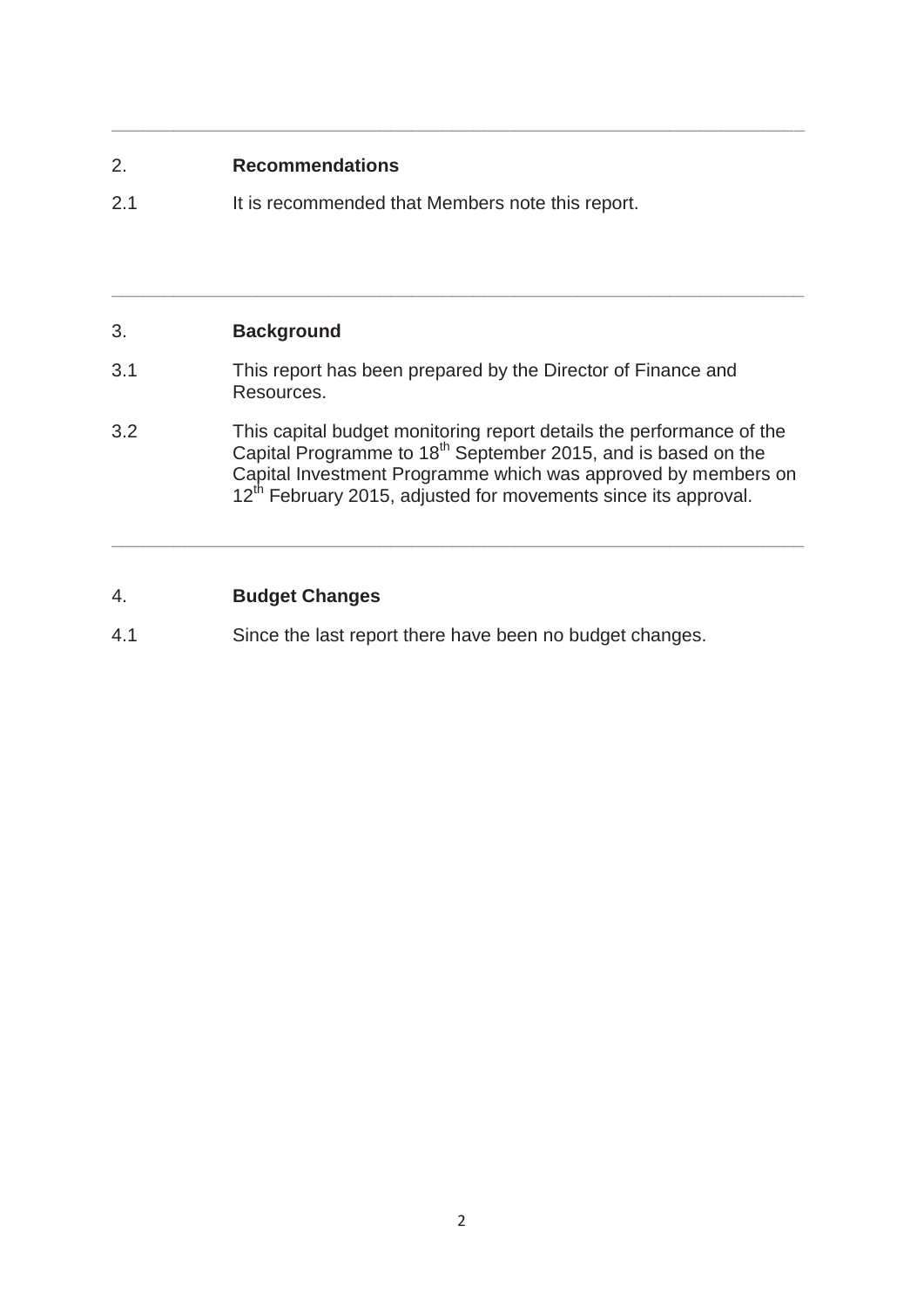## 2. Recommendations

2.1 It is recommended that Members note this report.

---

## 3. Background

3.1 This report has been prepared by the Director of Finance and Resources.

3.2 This capital budget monitoring report details the performance of the Capital Programme to 18th September 2015, and is based on the Capital Investment Programme which was approved by members on 12th February 2015, adjusted for movements since its approval.

---

## 4. Budget Changes

4.1 Since the last report there have been no budget changes.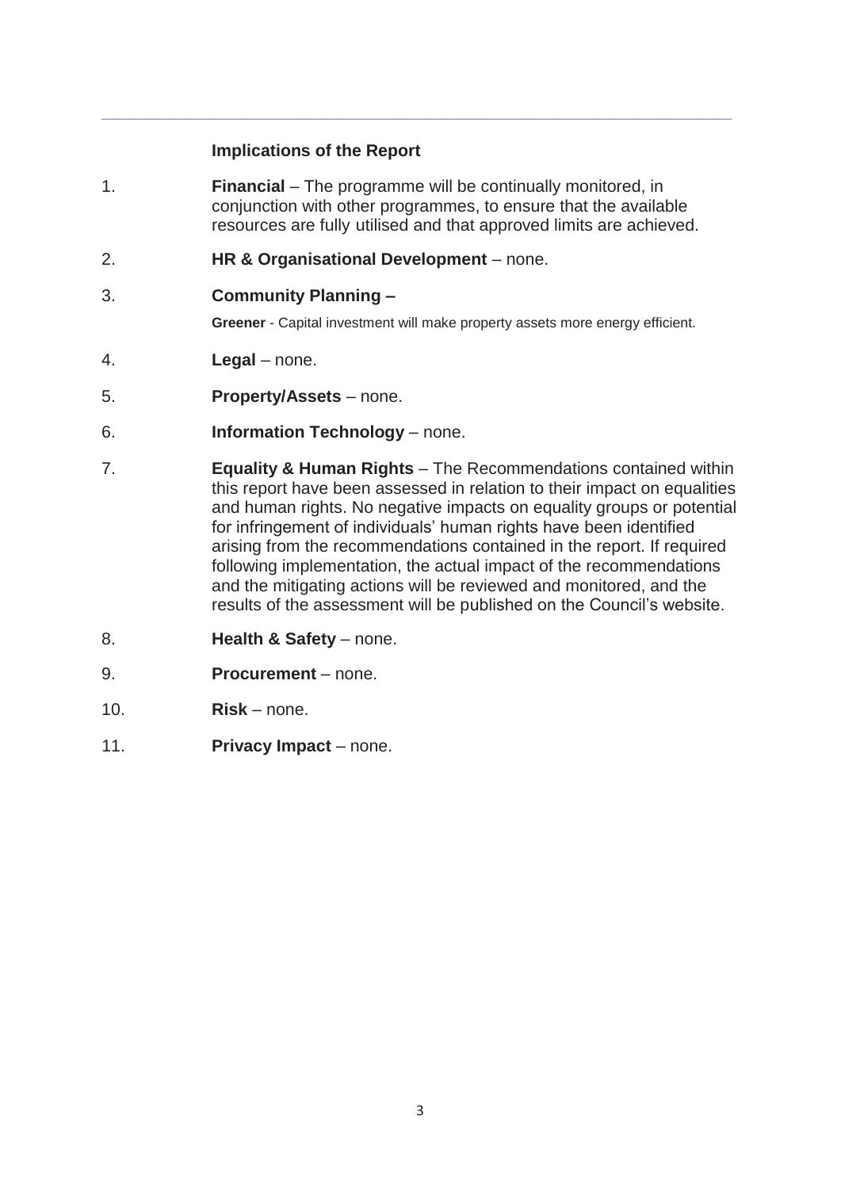---

### Implications of the Report

1. **Financial** – The programme will be continually monitored, in conjunction with other programmes, to ensure that the available resources are fully utilised and that approved limits are achieved.

2. **HR & Organisational Development** – none.

3. **Community Planning –**

   **Greener** - Capital investment will make property assets more energy efficient.

4. **Legal** – none.

5. **Property/Assets** – none.

6. **Information Technology** – none.

7. **Equality & Human Rights** – The Recommendations contained within this report have been assessed in relation to their impact on equalities and human rights. No negative impacts on equality groups or potential for infringement of individuals' human rights have been identified arising from the recommendations contained in the report. If required following implementation, the actual impact of the recommendations and the mitigating actions will be reviewed and monitored, and the results of the assessment will be published on the Council's website.

8. **Health & Safety** – none.

9. **Procurement** – none.

10. **Risk** – none.

11. **Privacy Impact** – none.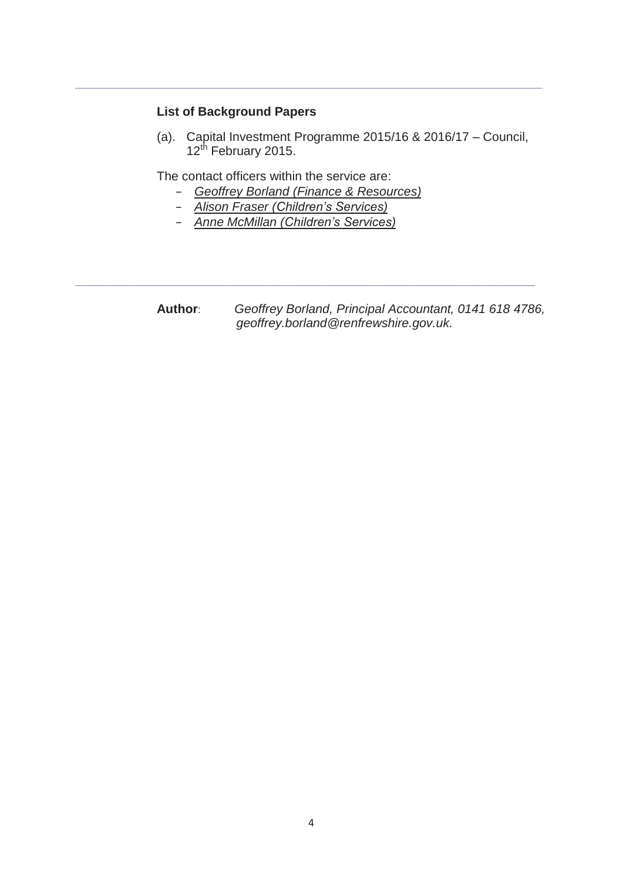---

**List of Background Papers**

(a). Capital Investment Programme 2015/16 & 2016/17 – Council, 12th February 2015.

The contact officers within the service are:

- *Geoffrey Borland (Finance & Resources)*
- *Alison Fraser (Children's Services)*
- *Anne McMillan (Children's Services)*

---

**Author**: *Geoffrey Borland, Principal Accountant, 0141 618 4786, geoffrey.borland@renfrewshire.gov.uk.*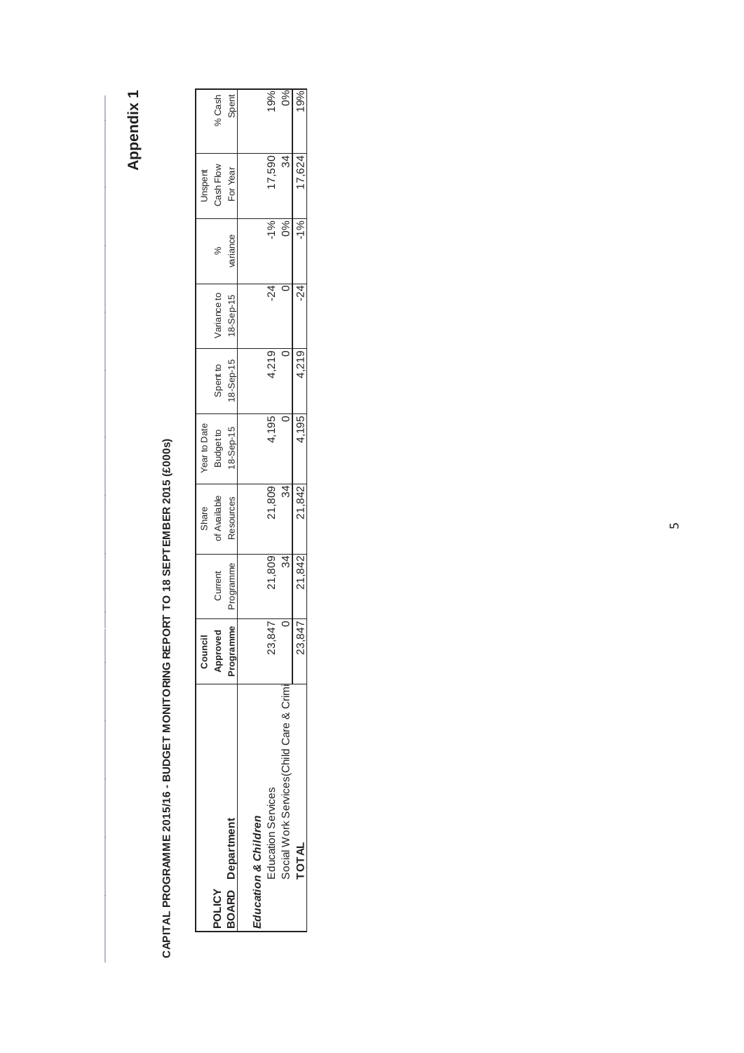**Appendix 1**

**CAPITAL PROGRAMME 2015/16 - BUDGET MONITORING REPORT TO 18 SEPTEMBER 2015 (£000s)**

| POLICY BOARD | Department | Council Approved Programme | Current Programme | Share of Available Resources | Year to Date Budget to 18-Sep-15 | Spent to 18-Sep-15 | Variance to 18-Sep-15 | % variance | Unspent Cash Flow For Year | % Cash Spent |
|---|---|---|---|---|---|---|---|---|---|---|
| *Education & Children* | | | | | | | | | | |
| | Education Services | 23,847 | 21,809 | 21,809 | 4,195 | 4,219 | -24 | -1% | 17,590 | 19% |
| | Social Work Services(Child Care & Crimi | 0 | 34 | 34 | 0 | 0 | 0 | 0% | 34 | 0% |
| | **TOTAL** | 23,847 | 21,842 | 21,842 | 4,195 | 4,219 | -24 | -1% | 17,624 | 19% |